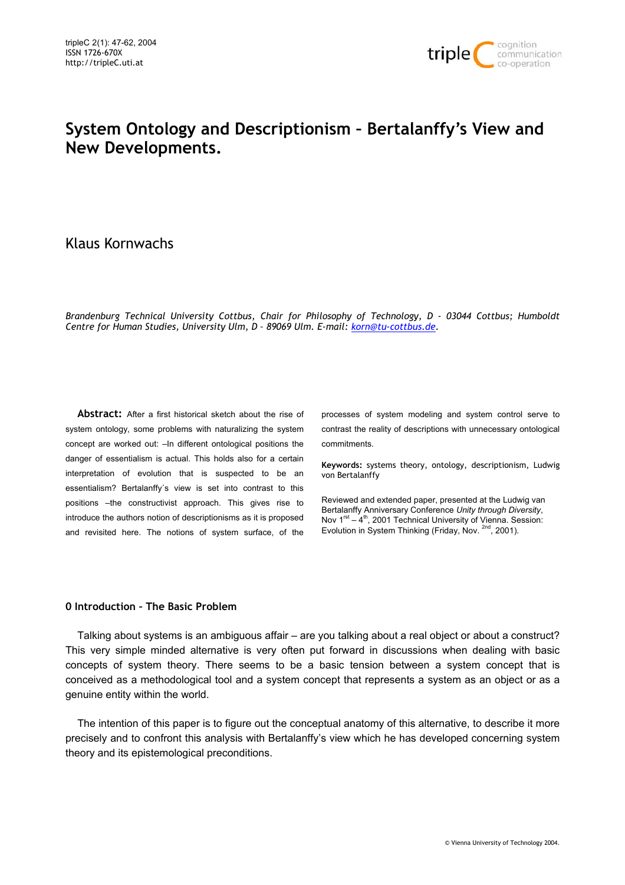# System Ontology and Descriptionism – Bertalanffy's View and New Developments.

Klaus Kornwachs

*Brandenburg Technical University Cottbus, Chair for Philosophy of Technology, D - 03044 Cottbus; Humboldt Centre for Human Studies, University Ulm, D – 89069 Ulm. E-mail: korn@tu-cottbus.de.*

**Abstract:** After a first historical sketch about the rise of system ontology, some problems with naturalizing the system concept are worked out: –In different ontological positions the danger of essentialism is actual. This holds also for a certain interpretation of evolution that is suspected to be an essentialism? Bertalanffy´s view is set into contrast to this positions –the constructivist approach. This gives rise to introduce the authors notion of descriptionisms as it is proposed and revisited here. The notions of system surface, of the processes of system modeling and system control serve to contrast the reality of descriptions with unnecessary ontological commitments.

**Keywords:** systems theory, ontology, descriptionism, Ludwig von Bertalanffy

Reviewed and extended paper, presented at the Ludwig van Bertalanffy Anniversary Conference *Unity through Diversity*, Nov 1[rst] – 4[th], 2001 Technical University of Vienna. Session: Evolution in System Thinking (Friday, Nov. [2nd], 2001).

## 0 Introduction – The Basic Problem

Talking about systems is an ambiguous affair – are you talking about a real object or about a construct? This very simple minded alternative is very often put forward in discussions when dealing with basic concepts of system theory. There seems to be a basic tension between a system concept that is conceived as a methodological tool and a system concept that represents a system as an object or as a genuine entity within the world.

The intention of this paper is to figure out the conceptual anatomy of this alternative, to describe it more precisely and to confront this analysis with Bertalanffy's view which he has developed concerning system theory and its epistemological preconditions.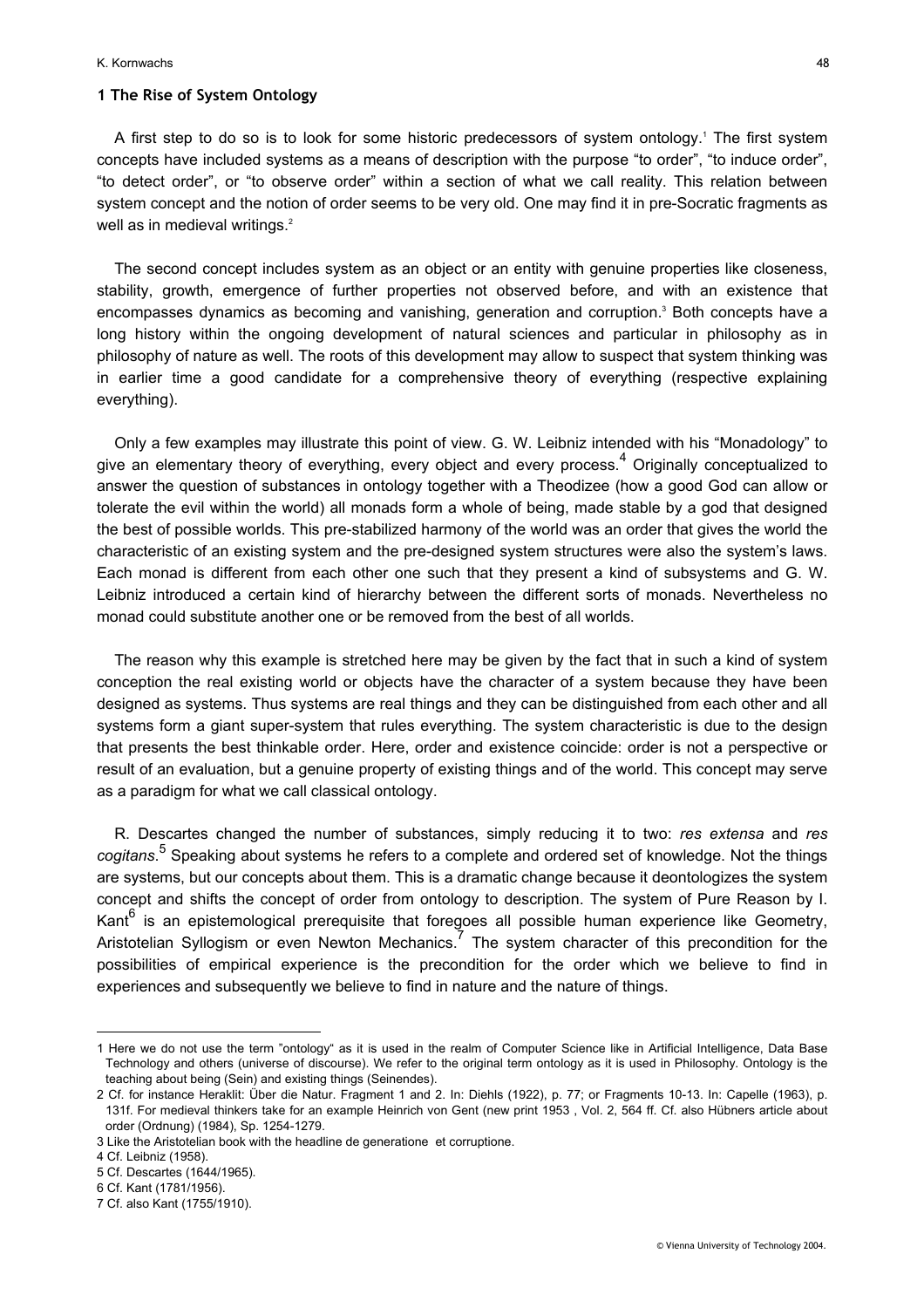## 1 The Rise of System Ontology

A first step to do so is to look for some historic predecessors of system ontology.[1] The first system concepts have included systems as a means of description with the purpose "to order", "to induce order", "to detect order", or "to observe order" within a section of what we call reality. This relation between system concept and the notion of order seems to be very old. One may find it in pre-Socratic fragments as well as in medieval writings.[2]

The second concept includes system as an object or an entity with genuine properties like closeness, stability, growth, emergence of further properties not observed before, and with an existence that encompasses dynamics as becoming and vanishing, generation and corruption.[3] Both concepts have a long history within the ongoing development of natural sciences and particular in philosophy as in philosophy of nature as well. The roots of this development may allow to suspect that system thinking was in earlier time a good candidate for a comprehensive theory of everything (respective explaining everything).

Only a few examples may illustrate this point of view. G. W. Leibniz intended with his "Monadology" to give an elementary theory of everything, every object and every process.[4] Originally conceptualized to answer the question of substances in ontology together with a Theodizee (how a good God can allow or tolerate the evil within the world) all monads form a whole of being, made stable by a god that designed the best of possible worlds. This pre-stabilized harmony of the world was an order that gives the world the characteristic of an existing system and the pre-designed system structures were also the system's laws. Each monad is different from each other one such that they present a kind of subsystems and G. W. Leibniz introduced a certain kind of hierarchy between the different sorts of monads. Nevertheless no monad could substitute another one or be removed from the best of all worlds.

The reason why this example is stretched here may be given by the fact that in such a kind of system conception the real existing world or objects have the character of a system because they have been designed as systems. Thus systems are real things and they can be distinguished from each other and all systems form a giant super-system that rules everything. The system characteristic is due to the design that presents the best thinkable order. Here, order and existence coincide: order is not a perspective or result of an evaluation, but a genuine property of existing things and of the world. This concept may serve as a paradigm for what we call classical ontology.

R. Descartes changed the number of substances, simply reducing it to two: *res extensa* and *res cogitans*.[5] Speaking about systems he refers to a complete and ordered set of knowledge. Not the things are systems, but our concepts about them. This is a dramatic change because it deontologizes the system concept and shifts the concept of order from ontology to description. The system of Pure Reason by I. Kant[6] is an epistemological prerequisite that foregoes all possible human experience like Geometry, Aristotelian Syllogism or even Newton Mechanics.[7] The system character of this precondition for the possibilities of empirical experience is the precondition for the order which we believe to find in experiences and subsequently we believe to find in nature and the nature of things.

---

1 Here we do not use the term "ontology" as it is used in the realm of Computer Science like in Artificial Intelligence, Data Base Technology and others (universe of discourse). We refer to the original term ontology as it is used in Philosophy. Ontology is the teaching about being (Sein) and existing things (Seinendes).

2 Cf. for instance Heraklit: Über die Natur. Fragment 1 and 2. In: Diehls (1922), p. 77; or Fragments 10-13. In: Capelle (1963), p. 131f. For medieval thinkers take for an example Heinrich von Gent (new print 1953 , Vol. 2, 564 ff. Cf. also Hübners article about order (Ordnung) (1984), Sp. 1254-1279.

3 Like the Aristotelian book with the headline de generatione et corruptione.

4 Cf. Leibniz (1958).

5 Cf. Descartes (1644/1965).

6 Cf. Kant (1781/1956).

7 Cf. also Kant (1755/1910).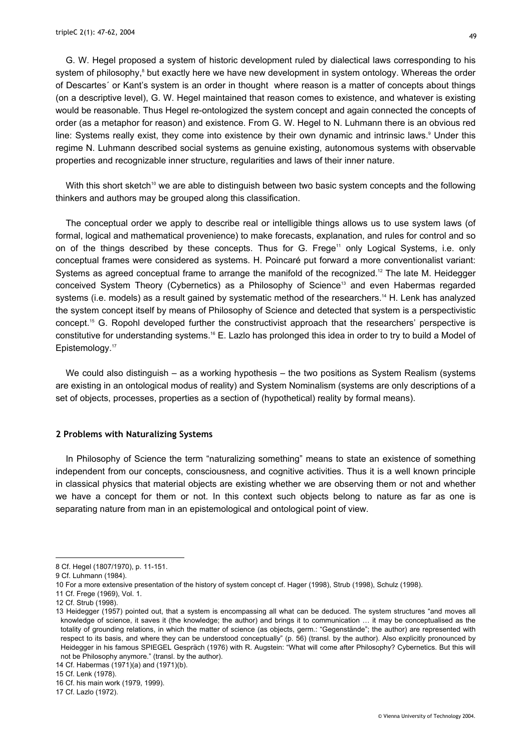G. W. Hegel proposed a system of historic development ruled by dialectical laws corresponding to his system of philosophy,[8] but exactly here we have new development in system ontology. Whereas the order of Descartes´ or Kant's system is an order in thought where reason is a matter of concepts about things (on a descriptive level), G. W. Hegel maintained that reason comes to existence, and whatever is existing would be reasonable. Thus Hegel re-ontologized the system concept and again connected the concepts of order (as a metaphor for reason) and existence. From G. W. Hegel to N. Luhmann there is an obvious red line: Systems really exist, they come into existence by their own dynamic and intrinsic laws.[9] Under this regime N. Luhmann described social systems as genuine existing, autonomous systems with observable properties and recognizable inner structure, regularities and laws of their inner nature.

With this short sketch[10] we are able to distinguish between two basic system concepts and the following thinkers and authors may be grouped along this classification.

The conceptual order we apply to describe real or intelligible things allows us to use system laws (of formal, logical and mathematical provenience) to make forecasts, explanation, and rules for control and so on of the things described by these concepts. Thus for G. Frege[11] only Logical Systems, i.e. only conceptual frames were considered as systems. H. Poincaré put forward a more conventionalist variant: Systems as agreed conceptual frame to arrange the manifold of the recognized.[12] The late M. Heidegger conceived System Theory (Cybernetics) as a Philosophy of Science[13] and even Habermas regarded systems (i.e. models) as a result gained by systematic method of the researchers.[14] H. Lenk has analyzed the system concept itself by means of Philosophy of Science and detected that system is a perspectivistic concept.[15] G. Ropohl developed further the constructivist approach that the researchers' perspective is constitutive for understanding systems.[16] E. Lazlo has prolonged this idea in order to try to build a Model of Epistemology.[17]

We could also distinguish – as a working hypothesis – the two positions as System Realism (systems are existing in an ontological modus of reality) and System Nominalism (systems are only descriptions of a set of objects, processes, properties as a section of (hypothetical) reality by formal means).

## 2 Problems with Naturalizing Systems

In Philosophy of Science the term "naturalizing something" means to state an existence of something independent from our concepts, consciousness, and cognitive activities. Thus it is a well known principle in classical physics that material objects are existing whether we are observing them or not and whether we have a concept for them or not. In this context such objects belong to nature as far as one is separating nature from man in an epistemological and ontological point of view.

---

8 Cf. Hegel (1807/1970), p. 11-151.

9 Cf. Luhmann (1984).

10 For a more extensive presentation of the history of system concept cf. Hager (1998), Strub (1998), Schulz (1998).

11 Cf. Frege (1969), Vol. 1.

12 Cf. Strub (1998).

13 Heidegger (1957) pointed out, that a system is encompassing all what can be deduced. The system structures "and moves all knowledge of science, it saves it (the knowledge; the author) and brings it to communication … it may be conceptualised as the totality of grounding relations, in which the matter of science (as objects, germ.: "Gegenstände"; the author) are represented with respect to its basis, and where they can be understood conceptually" (p. 56) (transl. by the author). Also explicitly pronounced by Heidegger in his famous SPIEGEL Gespräch (1976) with R. Augstein: "What will come after Philosophy? Cybernetics. But this will not be Philosophy anymore." (transl. by the author).

14 Cf. Habermas (1971)(a) and (1971)(b).

15 Cf. Lenk (1978).

16 Cf. his main work (1979, 1999).

17 Cf. Lazlo (1972).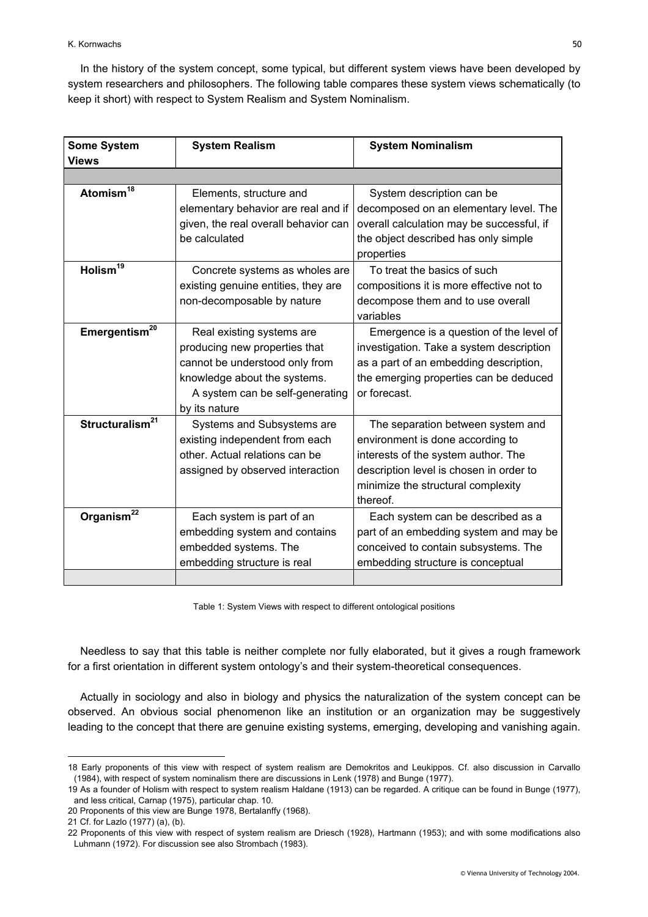In the history of the system concept, some typical, but different system views have been developed by system researchers and philosophers. The following table compares these system views schematically (to keep it short) with respect to System Realism and System Nominalism.

| **Some System Views** | **System Realism** | **System Nominalism** |
|---|---|---|
| | | |
| **Atomism**[18] | Elements, structure and elementary behavior are real and if given, the real overall behavior can be calculated | System description can be decomposed on an elementary level. The overall calculation may be successful, if the object described has only simple properties |
| **Holism**[19] | Concrete systems as wholes are existing genuine entities, they are non-decomposable by nature | To treat the basics of such compositions it is more effective not to decompose them and to use overall variables |
| **Emergentism**[20] | Real existing systems are producing new properties that cannot be understood only from knowledge about the systems. A system can be self-generating by its nature | Emergence is a question of the level of investigation. Take a system description as a part of an embedding description, the emerging properties can be deduced or forecast. |
| **Structuralism**[21] | Systems and Subsystems are existing independent from each other. Actual relations can be assigned by observed interaction | The separation between system and environment is done according to interests of the system author. The description level is chosen in order to minimize the structural complexity thereof. |
| **Organism**[22] | Each system is part of an embedding system and contains embedded systems. The embedding structure is real | Each system can be described as a part of an embedding system and may be conceived to contain subsystems. The embedding structure is conceptual |
| | | |

Table 1: System Views with respect to different ontological positions

Needless to say that this table is neither complete nor fully elaborated, but it gives a rough framework for a first orientation in different system ontology's and their system-theoretical consequences.

Actually in sociology and also in biology and physics the naturalization of the system concept can be observed. An obvious social phenomenon like an institution or an organization may be suggestively leading to the concept that there are genuine existing systems, emerging, developing and vanishing again.

---

18 Early proponents of this view with respect of system realism are Demokritos and Leukippos. Cf. also discussion in Carvallo (1984), with respect of system nominalism there are discussions in Lenk (1978) and Bunge (1977).

19 As a founder of Holism with respect to system realism Haldane (1913) can be regarded. A critique can be found in Bunge (1977), and less critical, Carnap (1975), particular chap. 10.

20 Proponents of this view are Bunge 1978, Bertalanffy (1968).

21 Cf. for Lazlo (1977) (a), (b).

22 Proponents of this view with respect of system realism are Driesch (1928), Hartmann (1953); and with some modifications also Luhmann (1972). For discussion see also Strombach (1983).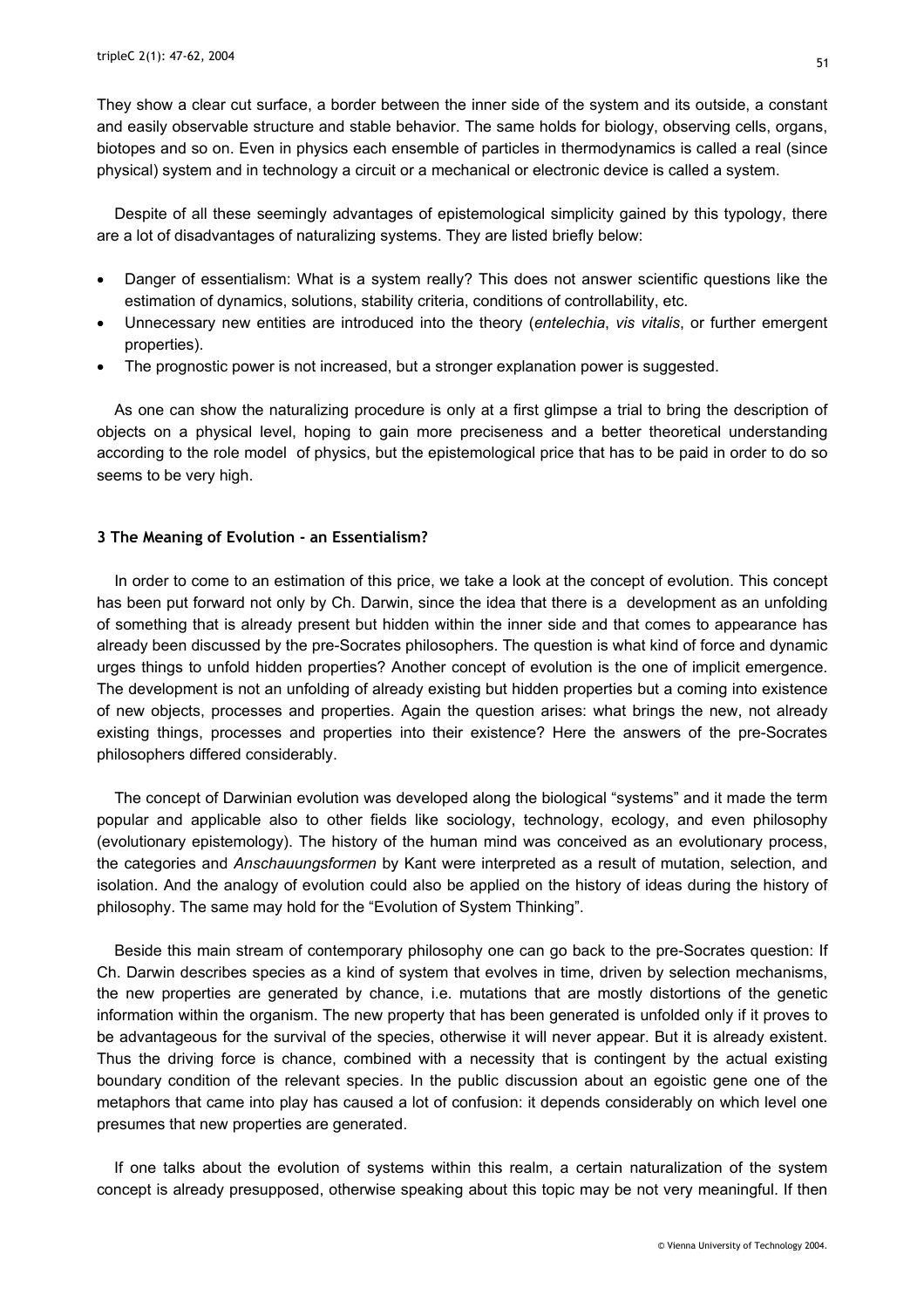They show a clear cut surface, a border between the inner side of the system and its outside, a constant and easily observable structure and stable behavior. The same holds for biology, observing cells, organs, biotopes and so on. Even in physics each ensemble of particles in thermodynamics is called a real (since physical) system and in technology a circuit or a mechanical or electronic device is called a system.

Despite of all these seemingly advantages of epistemological simplicity gained by this typology, there are a lot of disadvantages of naturalizing systems. They are listed briefly below:

- Danger of essentialism: What is a system really? This does not answer scientific questions like the estimation of dynamics, solutions, stability criteria, conditions of controllability, etc.
- Unnecessary new entities are introduced into the theory (*entelechia*, *vis vitalis*, or further emergent properties).
- The prognostic power is not increased, but a stronger explanation power is suggested.

As one can show the naturalizing procedure is only at a first glimpse a trial to bring the description of objects on a physical level, hoping to gain more preciseness and a better theoretical understanding according to the role model of physics, but the epistemological price that has to be paid in order to do so seems to be very high.

### 3 The Meaning of Evolution - an Essentialism?

In order to come to an estimation of this price, we take a look at the concept of evolution. This concept has been put forward not only by Ch. Darwin, since the idea that there is a development as an unfolding of something that is already present but hidden within the inner side and that comes to appearance has already been discussed by the pre-Socrates philosophers. The question is what kind of force and dynamic urges things to unfold hidden properties? Another concept of evolution is the one of implicit emergence. The development is not an unfolding of already existing but hidden properties but a coming into existence of new objects, processes and properties. Again the question arises: what brings the new, not already existing things, processes and properties into their existence? Here the answers of the pre-Socrates philosophers differed considerably.

The concept of Darwinian evolution was developed along the biological "systems" and it made the term popular and applicable also to other fields like sociology, technology, ecology, and even philosophy (evolutionary epistemology). The history of the human mind was conceived as an evolutionary process, the categories and *Anschauungsformen* by Kant were interpreted as a result of mutation, selection, and isolation. And the analogy of evolution could also be applied on the history of ideas during the history of philosophy. The same may hold for the "Evolution of System Thinking".

Beside this main stream of contemporary philosophy one can go back to the pre-Socrates question: If Ch. Darwin describes species as a kind of system that evolves in time, driven by selection mechanisms, the new properties are generated by chance, i.e. mutations that are mostly distortions of the genetic information within the organism. The new property that has been generated is unfolded only if it proves to be advantageous for the survival of the species, otherwise it will never appear. But it is already existent. Thus the driving force is chance, combined with a necessity that is contingent by the actual existing boundary condition of the relevant species. In the public discussion about an egoistic gene one of the metaphors that came into play has caused a lot of confusion: it depends considerably on which level one presumes that new properties are generated.

If one talks about the evolution of systems within this realm, a certain naturalization of the system concept is already presupposed, otherwise speaking about this topic may be not very meaningful. If then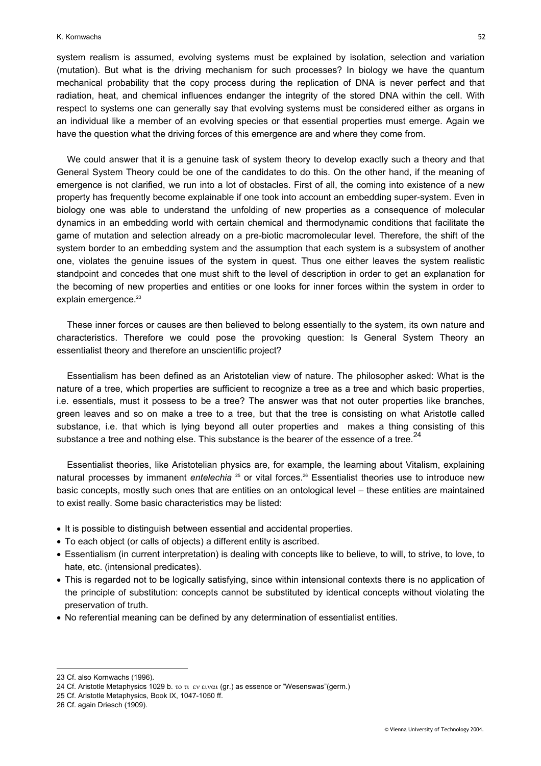system realism is assumed, evolving systems must be explained by isolation, selection and variation (mutation). But what is the driving mechanism for such processes? In biology we have the quantum mechanical probability that the copy process during the replication of DNA is never perfect and that radiation, heat, and chemical influences endanger the integrity of the stored DNA within the cell. With respect to systems one can generally say that evolving systems must be considered either as organs in an individual like a member of an evolving species or that essential properties must emerge. Again we have the question what the driving forces of this emergence are and where they come from.

We could answer that it is a genuine task of system theory to develop exactly such a theory and that General System Theory could be one of the candidates to do this. On the other hand, if the meaning of emergence is not clarified, we run into a lot of obstacles. First of all, the coming into existence of a new property has frequently become explainable if one took into account an embedding super-system. Even in biology one was able to understand the unfolding of new properties as a consequence of molecular dynamics in an embedding world with certain chemical and thermodynamic conditions that facilitate the game of mutation and selection already on a pre-biotic macromolecular level. Therefore, the shift of the system border to an embedding system and the assumption that each system is a subsystem of another one, violates the genuine issues of the system in quest. Thus one either leaves the system realistic standpoint and concedes that one must shift to the level of description in order to get an explanation for the becoming of new properties and entities or one looks for inner forces within the system in order to explain emergence.[23]

These inner forces or causes are then believed to belong essentially to the system, its own nature and characteristics. Therefore we could pose the provoking question: Is General System Theory an essentialist theory and therefore an unscientific project?

Essentialism has been defined as an Aristotelian view of nature. The philosopher asked: What is the nature of a tree, which properties are sufficient to recognize a tree as a tree and which basic properties, i.e. essentials, must it possess to be a tree? The answer was that not outer properties like branches, green leaves and so on make a tree to a tree, but that the tree is consisting on what Aristotle called substance, i.e. that which is lying beyond all outer properties and makes a thing consisting of this substance a tree and nothing else. This substance is the bearer of the essence of a tree.[24]

Essentialist theories, like Aristotelian physics are, for example, the learning about Vitalism, explaining natural processes by immanent *entelechia* [25] or vital forces.[26] Essentialist theories use to introduce new basic concepts, mostly such ones that are entities on an ontological level – these entities are maintained to exist really. Some basic characteristics may be listed:

- It is possible to distinguish between essential and accidental properties.
- To each object (or calls of objects) a different entity is ascribed.
- Essentialism (in current interpretation) is dealing with concepts like to believe, to will, to strive, to love, to hate, etc. (intensional predicates).
- This is regarded not to be logically satisfying, since within intensional contexts there is no application of the principle of substitution: concepts cannot be substituted by identical concepts without violating the preservation of truth.
- No referential meaning can be defined by any determination of essentialist entities.

---

23 Cf. also Kornwachs (1996).

24 Cf. Aristotle Metaphysics 1029 b. το τι εν ειναι (gr.) as essence or "Wesenswas"(germ.)

25 Cf. Aristotle Metaphysics, Book IX, 1047-1050 ff.

26 Cf. again Driesch (1909).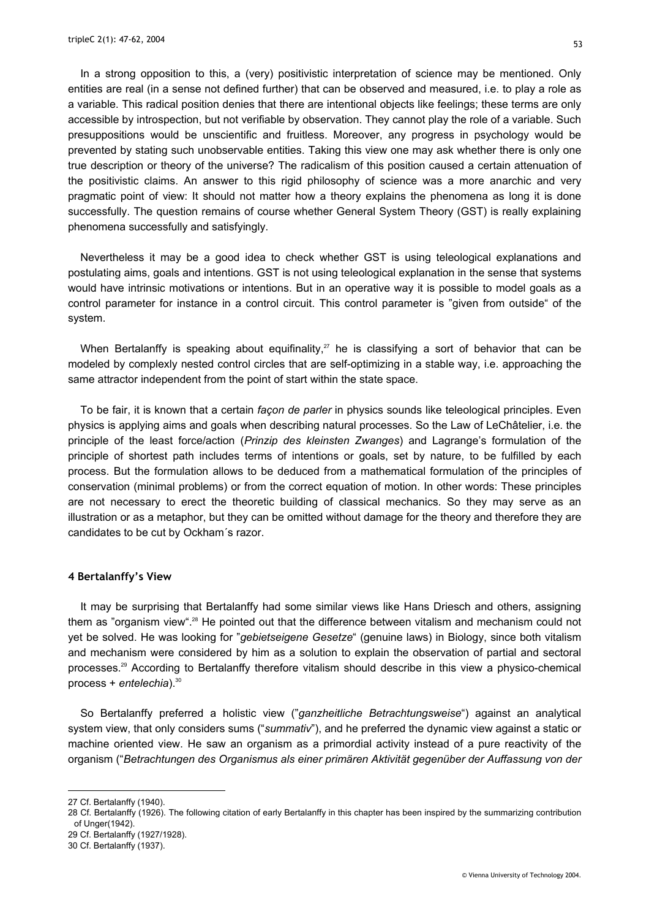In a strong opposition to this, a (very) positivistic interpretation of science may be mentioned. Only entities are real (in a sense not defined further) that can be observed and measured, i.e. to play a role as a variable. This radical position denies that there are intentional objects like feelings; these terms are only accessible by introspection, but not verifiable by observation. They cannot play the role of a variable. Such presuppositions would be unscientific and fruitless. Moreover, any progress in psychology would be prevented by stating such unobservable entities. Taking this view one may ask whether there is only one true description or theory of the universe? The radicalism of this position caused a certain attenuation of the positivistic claims. An answer to this rigid philosophy of science was a more anarchic and very pragmatic point of view: It should not matter how a theory explains the phenomena as long it is done successfully. The question remains of course whether General System Theory (GST) is really explaining phenomena successfully and satisfyingly.

Nevertheless it may be a good idea to check whether GST is using teleological explanations and postulating aims, goals and intentions. GST is not using teleological explanation in the sense that systems would have intrinsic motivations or intentions. But in an operative way it is possible to model goals as a control parameter for instance in a control circuit. This control parameter is "given from outside" of the system.

When Bertalanffy is speaking about equifinality,[27] he is classifying a sort of behavior that can be modeled by complexly nested control circles that are self-optimizing in a stable way, i.e. approaching the same attractor independent from the point of start within the state space.

To be fair, it is known that a certain *façon de parler* in physics sounds like teleological principles. Even physics is applying aims and goals when describing natural processes. So the Law of LeChâtelier, i.e. the principle of the least force/action (*Prinzip des kleinsten Zwanges*) and Lagrange's formulation of the principle of shortest path includes terms of intentions or goals, set by nature, to be fulfilled by each process. But the formulation allows to be deduced from a mathematical formulation of the principles of conservation (minimal problems) or from the correct equation of motion. In other words: These principles are not necessary to erect the theoretic building of classical mechanics. So they may serve as an illustration or as a metaphor, but they can be omitted without damage for the theory and therefore they are candidates to be cut by Ockham´s razor.

## 4 Bertalanffy's View

It may be surprising that Bertalanffy had some similar views like Hans Driesch and others, assigning them as "organism view".[28] He pointed out that the difference between vitalism and mechanism could not yet be solved. He was looking for "*gebietseigene Gesetze*" (genuine laws) in Biology, since both vitalism and mechanism were considered by him as a solution to explain the observation of partial and sectoral processes.[29] According to Bertalanffy therefore vitalism should describe in this view a physico-chemical process + *entelechia*).[30]

So Bertalanffy preferred a holistic view ("*ganzheitliche Betrachtungsweise*") against an analytical system view, that only considers sums ("*summativ*"), and he preferred the dynamic view against a static or machine oriented view. He saw an organism as a primordial activity instead of a pure reactivity of the organism ("*Betrachtungen des Organismus als einer primären Aktivität gegenüber der Auffassung von der*

---

27 Cf. Bertalanffy (1940).

28 Cf. Bertalanffy (1926). The following citation of early Bertalanffy in this chapter has been inspired by the summarizing contribution of Unger(1942).

29 Cf. Bertalanffy (1927/1928).

30 Cf. Bertalanffy (1937).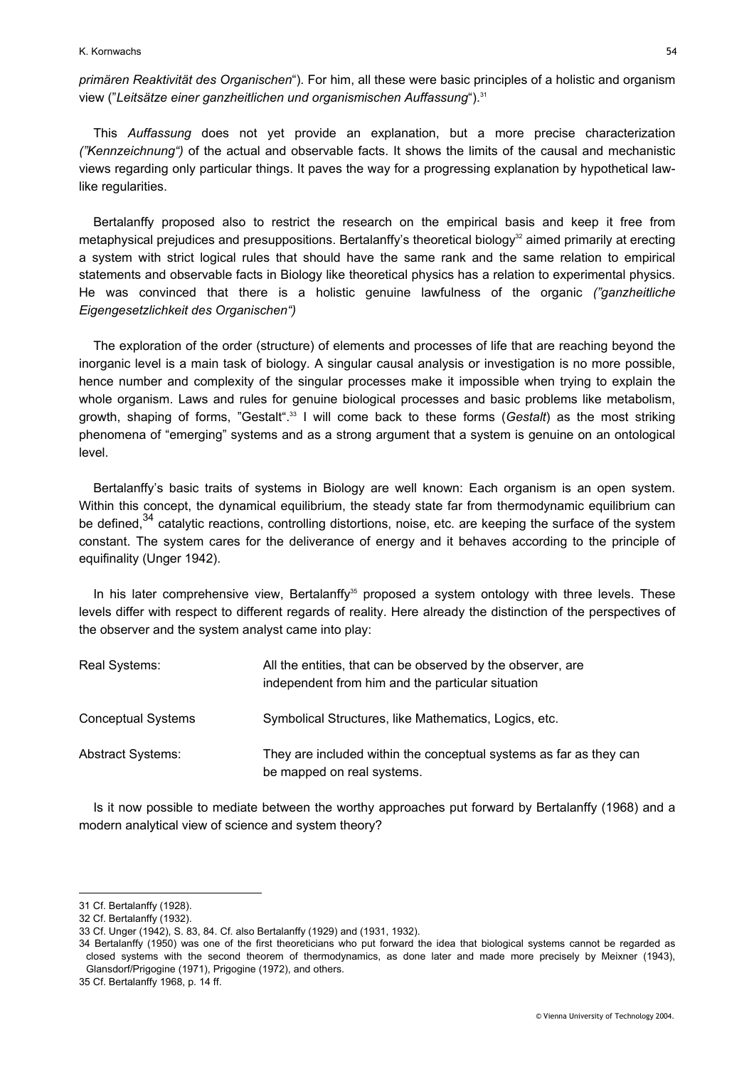*primären Reaktivität des Organischen*"). For him, all these were basic principles of a holistic and organism view ("*Leitsätze einer ganzheitlichen und organismischen Auffassung*").[31]

This *Auffassung* does not yet provide an explanation, but a more precise characterization *("Kennzeichnung")* of the actual and observable facts. It shows the limits of the causal and mechanistic views regarding only particular things. It paves the way for a progressing explanation by hypothetical law-like regularities.

Bertalanffy proposed also to restrict the research on the empirical basis and keep it free from metaphysical prejudices and presuppositions. Bertalanffy's theoretical biology[32] aimed primarily at erecting a system with strict logical rules that should have the same rank and the same relation to empirical statements and observable facts in Biology like theoretical physics has a relation to experimental physics. He was convinced that there is a holistic genuine lawfulness of the organic *("ganzheitliche Eigengesetzlichkeit des Organischen")*

The exploration of the order (structure) of elements and processes of life that are reaching beyond the inorganic level is a main task of biology. A singular causal analysis or investigation is no more possible, hence number and complexity of the singular processes make it impossible when trying to explain the whole organism. Laws and rules for genuine biological processes and basic problems like metabolism, growth, shaping of forms, "Gestalt".[33] I will come back to these forms (*Gestalt*) as the most striking phenomena of "emerging" systems and as a strong argument that a system is genuine on an ontological level.

Bertalanffy's basic traits of systems in Biology are well known: Each organism is an open system. Within this concept, the dynamical equilibrium, the steady state far from thermodynamic equilibrium can be defined,[34] catalytic reactions, controlling distortions, noise, etc. are keeping the surface of the system constant. The system cares for the deliverance of energy and it behaves according to the principle of equifinality (Unger 1942).

In his later comprehensive view, Bertalanffy[35] proposed a system ontology with three levels. These levels differ with respect to different regards of reality. Here already the distinction of the perspectives of the observer and the system analyst came into play:

| | |
|---|---|
| Real Systems: | All the entities, that can be observed by the observer, are independent from him and the particular situation |
| Conceptual Systems | Symbolical Structures, like Mathematics, Logics, etc. |
| Abstract Systems: | They are included within the conceptual systems as far as they can be mapped on real systems. |

Is it now possible to mediate between the worthy approaches put forward by Bertalanffy (1968) and a modern analytical view of science and system theory?

---

31 Cf. Bertalanffy (1928).

32 Cf. Bertalanffy (1932).

33 Cf. Unger (1942), S. 83, 84. Cf. also Bertalanffy (1929) and (1931, 1932).

34 Bertalanffy (1950) was one of the first theoreticians who put forward the idea that biological systems cannot be regarded as closed systems with the second theorem of thermodynamics, as done later and made more precisely by Meixner (1943), Glansdorf/Prigogine (1971), Prigogine (1972), and others.

35 Cf. Bertalanffy 1968, p. 14 ff.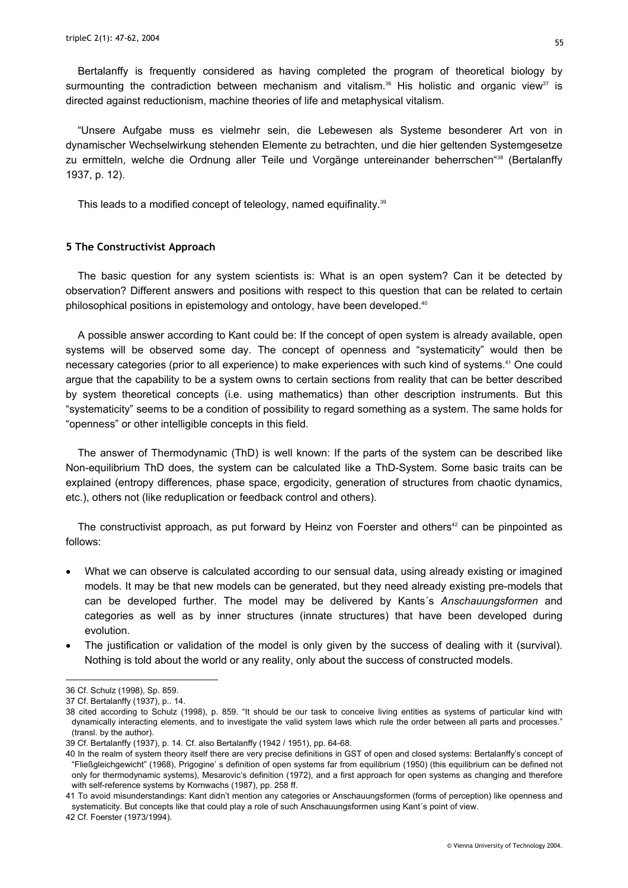Bertalanffy is frequently considered as having completed the program of theoretical biology by surmounting the contradiction between mechanism and vitalism.[36] His holistic and organic view[37] is directed against reductionism, machine theories of life and metaphysical vitalism.

"Unsere Aufgabe muss es vielmehr sein, die Lebewesen als Systeme besonderer Art von in dynamischer Wechselwirkung stehenden Elemente zu betrachten, und die hier geltenden Systemgesetze zu ermitteln, welche die Ordnung aller Teile und Vorgänge untereinander beherrschen"[38] (Bertalanffy 1937, p. 12).

This leads to a modified concept of teleology, named equifinality.[39]

## 5 The Constructivist Approach

The basic question for any system scientists is: What is an open system? Can it be detected by observation? Different answers and positions with respect to this question that can be related to certain philosophical positions in epistemology and ontology, have been developed.[40]

A possible answer according to Kant could be: If the concept of open system is already available, open systems will be observed some day. The concept of openness and "systematicity" would then be necessary categories (prior to all experience) to make experiences with such kind of systems.[41] One could argue that the capability to be a system owns to certain sections from reality that can be better described by system theoretical concepts (i.e. using mathematics) than other description instruments. But this "systematicity" seems to be a condition of possibility to regard something as a system. The same holds for "openness" or other intelligible concepts in this field.

The answer of Thermodynamic (ThD) is well known: If the parts of the system can be described like Non-equilibrium ThD does, the system can be calculated like a ThD-System. Some basic traits can be explained (entropy differences, phase space, ergodicity, generation of structures from chaotic dynamics, etc.), others not (like reduplication or feedback control and others).

The constructivist approach, as put forward by Heinz von Foerster and others[42] can be pinpointed as follows:

- What we can observe is calculated according to our sensual data, using already existing or imagined models. It may be that new models can be generated, but they need already existing pre-models that can be developed further. The model may be delivered by Kants´s *Anschauungsformen* and categories as well as by inner structures (innate structures) that have been developed during evolution.
- The justification or validation of the model is only given by the success of dealing with it (survival). Nothing is told about the world or any reality, only about the success of constructed models.

---

36 Cf. Schulz (1998), Sp. 859.

37 Cf. Bertalanffy (1937), p.. 14.

38 cited according to Schulz (1998), p. 859. "It should be our task to conceive living entities as systems of particular kind with dynamically interacting elements, and to investigate the valid system laws which rule the order between all parts and processes." (transl. by the author).

39 Cf. Bertalanffy (1937), p. 14. Cf. also Bertalanffy (1942 / 1951), pp. 64-68.

40 In the realm of system theory itself there are very precise definitions in GST of open and closed systems: Bertalanffy's concept of "Fließgleichgewicht" (1968), Prigogine' s definition of open systems far from equilibrium (1950) (this equilibrium can be defined not only for thermodynamic systems), Mesarovic's definition (1972), and a first approach for open systems as changing and therefore with self-reference systems by Kornwachs (1987), pp. 258 ff.

41 To avoid misunderstandings: Kant didn't mention any categories or Anschauungsformen (forms of perception) like openness and systematicity. But concepts like that could play a role of such Anschauungsformen using Kant´s point of view.

42 Cf. Foerster (1973/1994).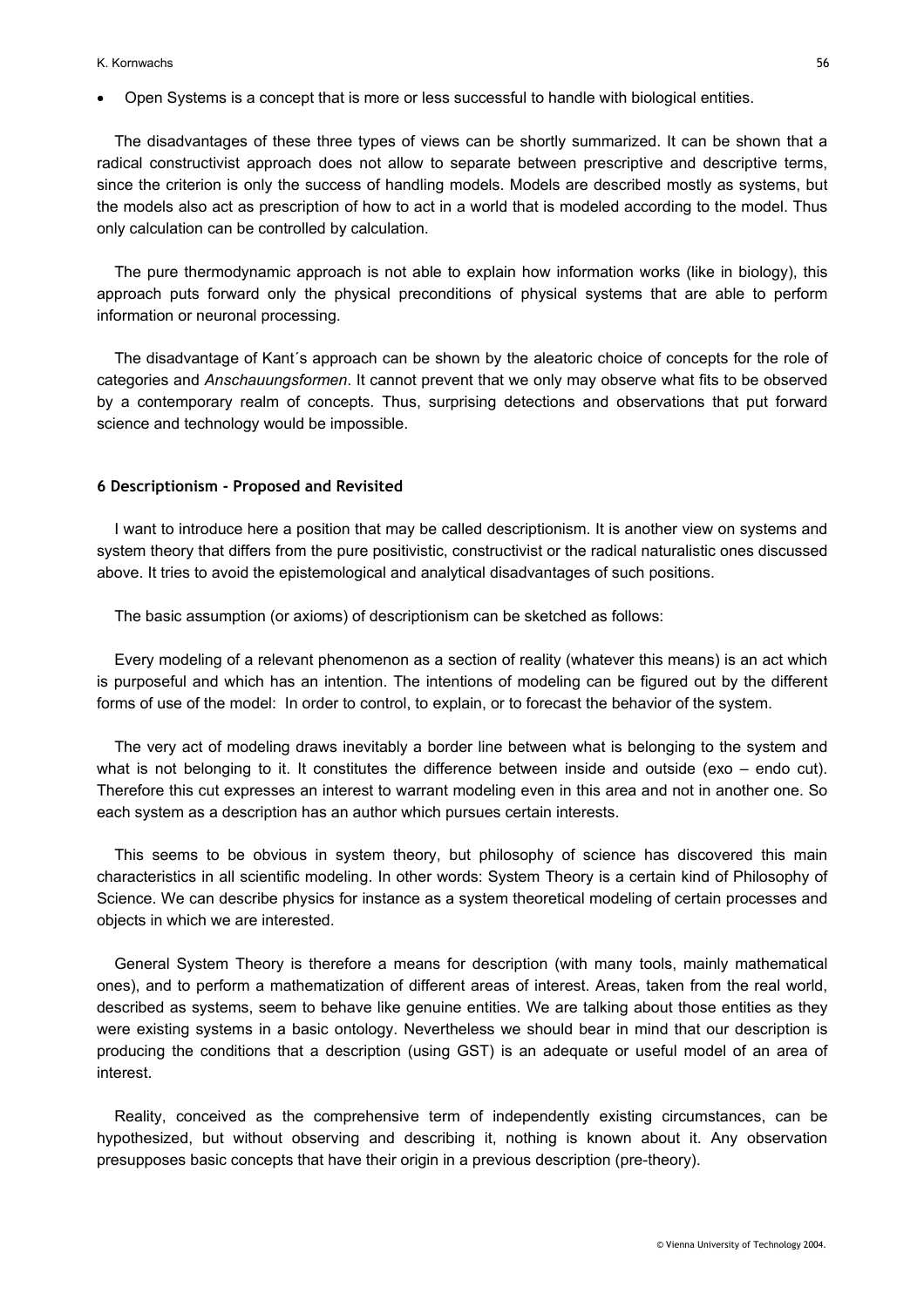- Open Systems is a concept that is more or less successful to handle with biological entities.

The disadvantages of these three types of views can be shortly summarized. It can be shown that a radical constructivist approach does not allow to separate between prescriptive and descriptive terms, since the criterion is only the success of handling models. Models are described mostly as systems, but the models also act as prescription of how to act in a world that is modeled according to the model. Thus only calculation can be controlled by calculation.

The pure thermodynamic approach is not able to explain how information works (like in biology), this approach puts forward only the physical preconditions of physical systems that are able to perform information or neuronal processing.

The disadvantage of Kant´s approach can be shown by the aleatoric choice of concepts for the role of categories and *Anschauungsformen*. It cannot prevent that we only may observe what fits to be observed by a contemporary realm of concepts. Thus, surprising detections and observations that put forward science and technology would be impossible.

## 6 Descriptionism – Proposed and Revisited

I want to introduce here a position that may be called descriptionism. It is another view on systems and system theory that differs from the pure positivistic, constructivist or the radical naturalistic ones discussed above. It tries to avoid the epistemological and analytical disadvantages of such positions.

The basic assumption (or axioms) of descriptionism can be sketched as follows:

Every modeling of a relevant phenomenon as a section of reality (whatever this means) is an act which is purposeful and which has an intention. The intentions of modeling can be figured out by the different forms of use of the model: In order to control, to explain, or to forecast the behavior of the system.

The very act of modeling draws inevitably a border line between what is belonging to the system and what is not belonging to it. It constitutes the difference between inside and outside (exo – endo cut). Therefore this cut expresses an interest to warrant modeling even in this area and not in another one. So each system as a description has an author which pursues certain interests.

This seems to be obvious in system theory, but philosophy of science has discovered this main characteristics in all scientific modeling. In other words: System Theory is a certain kind of Philosophy of Science. We can describe physics for instance as a system theoretical modeling of certain processes and objects in which we are interested.

General System Theory is therefore a means for description (with many tools, mainly mathematical ones), and to perform a mathematization of different areas of interest. Areas, taken from the real world, described as systems, seem to behave like genuine entities. We are talking about those entities as they were existing systems in a basic ontology. Nevertheless we should bear in mind that our description is producing the conditions that a description (using GST) is an adequate or useful model of an area of interest.

Reality, conceived as the comprehensive term of independently existing circumstances, can be hypothesized, but without observing and describing it, nothing is known about it. Any observation presupposes basic concepts that have their origin in a previous description (pre-theory).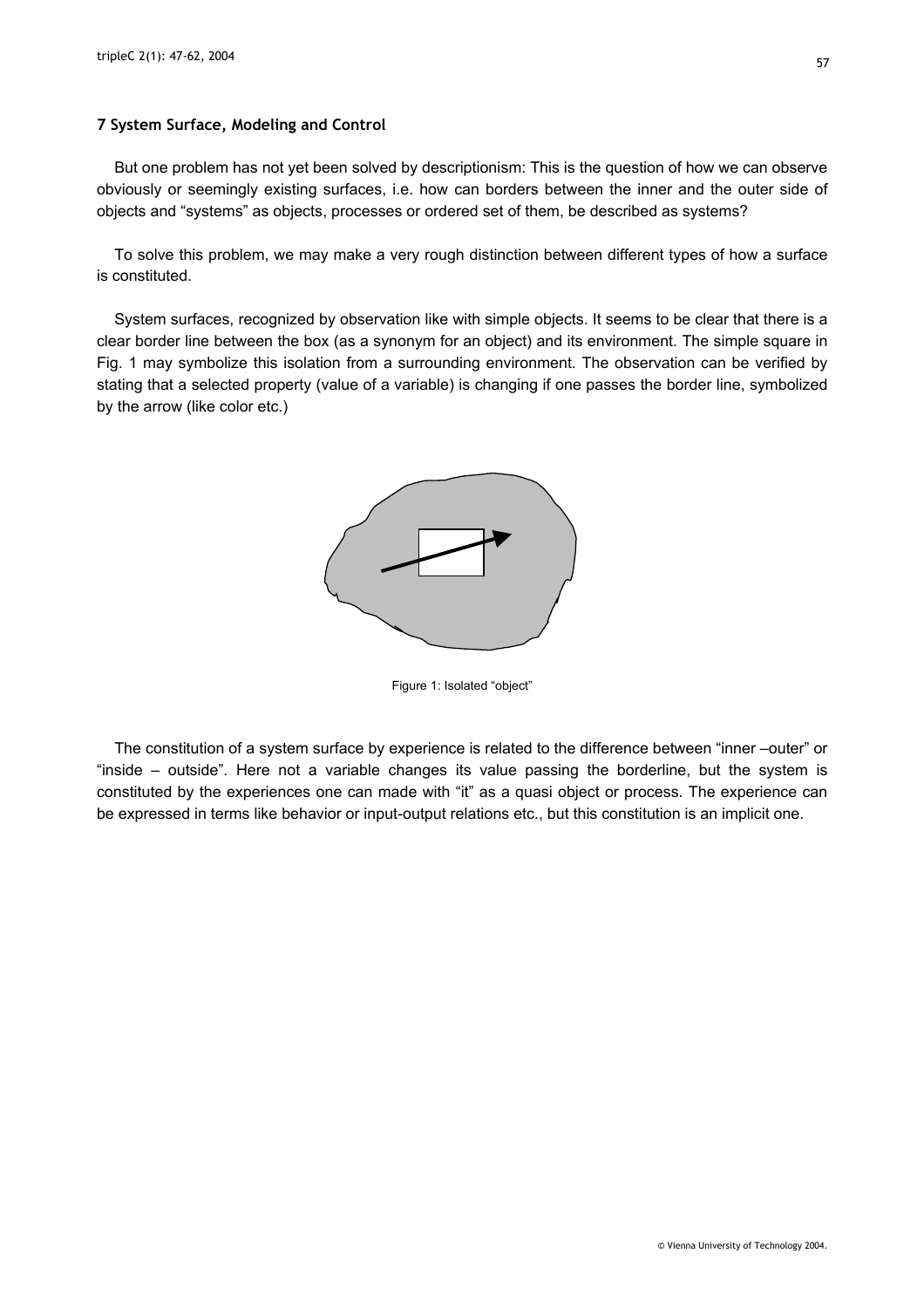## 7 System Surface, Modeling and Control

But one problem has not yet been solved by descriptionism: This is the question of how we can observe obviously or seemingly existing surfaces, i.e. how can borders between the inner and the outer side of objects and "systems" as objects, processes or ordered set of them, be described as systems?

To solve this problem, we may make a very rough distinction between different types of how a surface is constituted.

System surfaces, recognized by observation like with simple objects. It seems to be clear that there is a clear border line between the box (as a synonym for an object) and its environment. The simple square in Fig. 1 may symbolize this isolation from a surrounding environment. The observation can be verified by stating that a selected property (value of a variable) is changing if one passes the border line, symbolized by the arrow (like color etc.)

Figure 1: Isolated "object"

The constitution of a system surface by experience is related to the difference between "inner –outer" or "inside – outside". Here not a variable changes its value passing the borderline, but the system is constituted by the experiences one can made with "it" as a quasi object or process. The experience can be expressed in terms like behavior or input-output relations etc., but this constitution is an implicit one.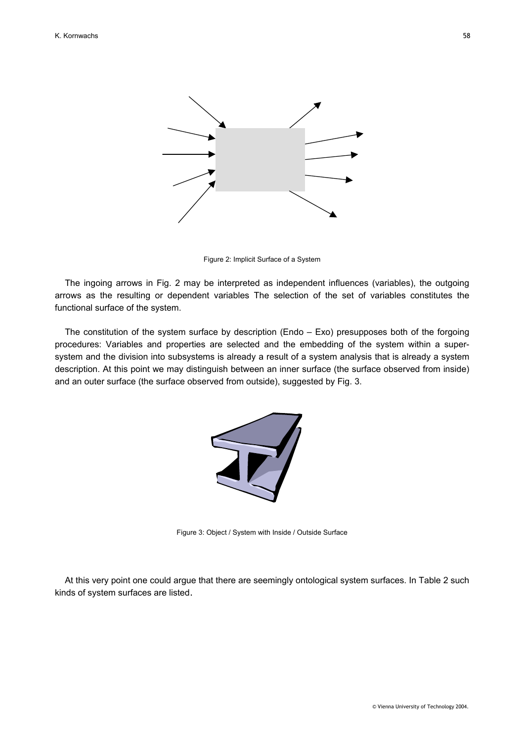Figure 2: Implicit Surface of a System

The ingoing arrows in Fig. 2 may be interpreted as independent influences (variables), the outgoing arrows as the resulting or dependent variables The selection of the set of variables constitutes the functional surface of the system.

The constitution of the system surface by description (Endo – Exo) presupposes both of the forgoing procedures: Variables and properties are selected and the embedding of the system within a super-system and the division into subsystems is already a result of a system analysis that is already a system description. At this point we may distinguish between an inner surface (the surface observed from inside) and an outer surface (the surface observed from outside), suggested by Fig. 3.

Figure 3: Object / System with Inside / Outside Surface

At this very point one could argue that there are seemingly ontological system surfaces. In Table 2 such kinds of system surfaces are listed.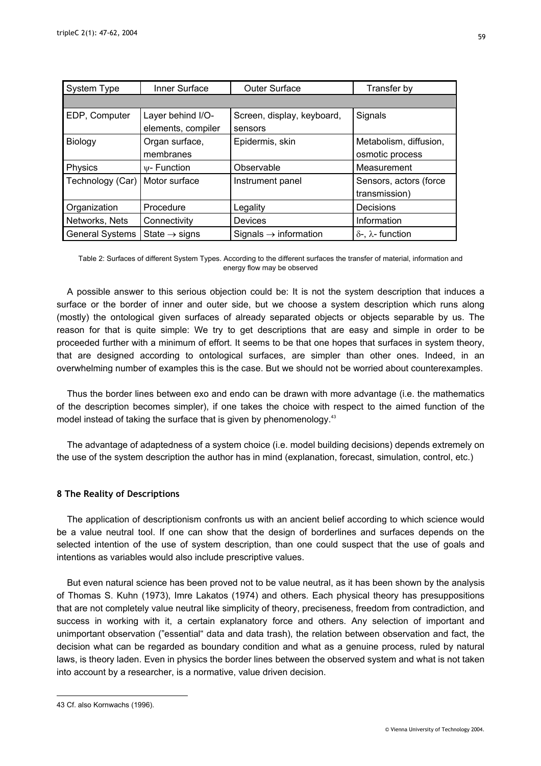| System Type | Inner Surface | Outer Surface | Transfer by |
|---|---|---|---|
| EDP, Computer | Layer behind I/O-elements, compiler | Screen, display, keyboard, sensors | Signals |
| Biology | Organ surface, membranes | Epidermis, skin | Metabolism, diffusion, osmotic process |
| Physics | $\psi$- Function | Observable | Measurement |
| Technology (Car) | Motor surface | Instrument panel | Sensors, actors (force transmission) |
| Organization | Procedure | Legality | Decisions |
| Networks, Nets | Connectivity | Devices | Information |
| General Systems | State $\rightarrow$ signs | Signals $\rightarrow$ information | $\delta$-, $\lambda$- function |

Table 2: Surfaces of different System Types. According to the different surfaces the transfer of material, information and energy flow may be observed

A possible answer to this serious objection could be: It is not the system description that induces a surface or the border of inner and outer side, but we choose a system description which runs along (mostly) the ontological given surfaces of already separated objects or objects separable by us. The reason for that is quite simple: We try to get descriptions that are easy and simple in order to be proceeded further with a minimum of effort. It seems to be that one hopes that surfaces in system theory, that are designed according to ontological surfaces, are simpler than other ones. Indeed, in an overwhelming number of examples this is the case. But we should not be worried about counterexamples.

Thus the border lines between exo and endo can be drawn with more advantage (i.e. the mathematics of the description becomes simpler), if one takes the choice with respect to the aimed function of the model instead of taking the surface that is given by phenomenology.[43]

The advantage of adaptedness of a system choice (i.e. model building decisions) depends extremely on the use of the system description the author has in mind (explanation, forecast, simulation, control, etc.)

## 8 The Reality of Descriptions

The application of descriptionism confronts us with an ancient belief according to which science would be a value neutral tool. If one can show that the design of borderlines and surfaces depends on the selected intention of the use of system description, than one could suspect that the use of goals and intentions as variables would also include prescriptive values.

But even natural science has been proved not to be value neutral, as it has been shown by the analysis of Thomas S. Kuhn (1973), Imre Lakatos (1974) and others. Each physical theory has presuppositions that are not completely value neutral like simplicity of theory, preciseness, freedom from contradiction, and success in working with it, a certain explanatory force and others. Any selection of important and unimportant observation ("essential" data and data trash), the relation between observation and fact, the decision what can be regarded as boundary condition and what as a genuine process, ruled by natural laws, is theory laden. Even in physics the border lines between the observed system and what is not taken into account by a researcher, is a normative, value driven decision.

43 Cf. also Kornwachs (1996).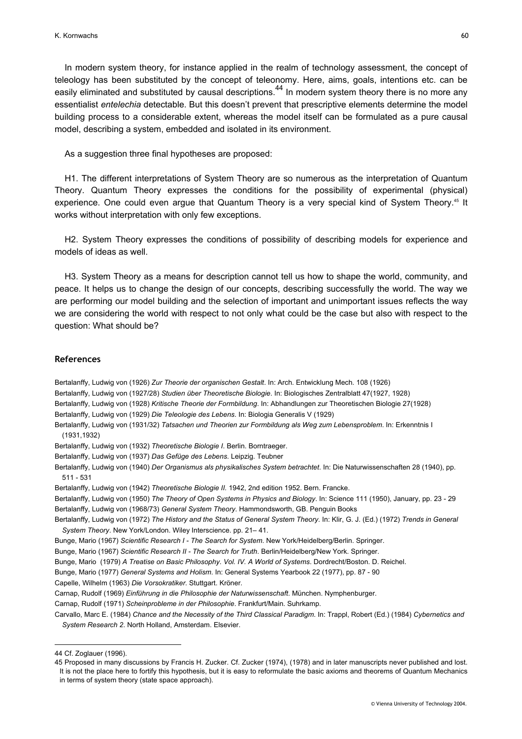In modern system theory, for instance applied in the realm of technology assessment, the concept of teleology has been substituted by the concept of teleonomy. Here, aims, goals, intentions etc. can be easily eliminated and substituted by causal descriptions.[44] In modern system theory there is no more any essentialist *entelechia* detectable. But this doesn't prevent that prescriptive elements determine the model building process to a considerable extent, whereas the model itself can be formulated as a pure causal model, describing a system, embedded and isolated in its environment.

As a suggestion three final hypotheses are proposed:

H1. The different interpretations of System Theory are so numerous as the interpretation of Quantum Theory. Quantum Theory expresses the conditions for the possibility of experimental (physical) experience. One could even argue that Quantum Theory is a very special kind of System Theory.[45] It works without interpretation with only few exceptions.

H2. System Theory expresses the conditions of possibility of describing models for experience and models of ideas as well.

H3. System Theory as a means for description cannot tell us how to shape the world, community, and peace. It helps us to change the design of our concepts, describing successfully the world. The way we are performing our model building and the selection of important and unimportant issues reflects the way we are considering the world with respect to not only what could be the case but also with respect to the question: What should be?

## References

Bertalanffy, Ludwig von (1926) *Zur Theorie der organischen Gestalt*. In: Arch. Entwicklung Mech. 108 (1926)

Bertalanffy, Ludwig von (1927/28) *Studien über Theoretische Biologie*. In: Biologisches Zentralblatt 47(1927, 1928)

Bertalanffy, Ludwig von (1928) *Kritische Theorie der Formbildung*. In: Abhandlungen zur Theoretischen Biologie 27(1928)

Bertalanffy, Ludwig von (1929) *Die Teleologie des Lebens*. In: Biologia Generalis V (1929)

Bertalanffy, Ludwig von (1931/32) *Tatsachen und Theorien zur Formbildung als Weg zum Lebensproblem*. In: Erkenntnis I (1931,1932)

Bertalanffy, Ludwig von (1932) *Theoretische Biologie I.* Berlin. Borntraeger.

Bertalanffy, Ludwig von (1937) *Das Gefüge des Lebens*. Leipzig. Teubner

Bertalanffy, Ludwig von (1940) *Der Organismus als physikalisches System betrachtet*. In: Die Naturwissenschaften 28 (1940), pp. 511 - 531

Bertalanffy, Ludwig von (1942) *Theoretische Biologie II.* 1942, 2nd edition 1952. Bern. Francke.

Bertalanffy, Ludwig von (1950) *The Theory of Open Systems in Physics and Biology*. In: Science 111 (1950), January, pp. 23 - 29

Bertalanffy, Ludwig von (1968/73) *General System Theory*. Hammondsworth, GB. Penguin Books

Bertalanffy, Ludwig von (1972) *The History and the Status of General System Theory*. In: Klir, G. J. (Ed.) (1972) *Trends in General System Theory*. New York/London. Wiley Interscience. pp. 21– 41.

Bunge, Mario (1967) *Scientific Research I - The Search for System*. New York/Heidelberg/Berlin. Springer.

Bunge, Mario (1967) *Scientific Research II - The Search for Truth*. Berlin/Heidelberg/New York. Springer.

Bunge, Mario (1979) *A Treatise on Basic Philosophy. Vol. IV. A World of Systems*. Dordrecht/Boston. D. Reichel.

Bunge, Mario (1977) *General Systems and Holism*. In: General Systems Yearbook 22 (1977), pp. 87 - 90

Capelle, Wilhelm (1963) *Die Vorsokratiker*. Stuttgart. Kröner.

Carnap, Rudolf (1969) *Einführung in die Philosophie der Naturwissenschaft*. München. Nymphenburger.

Carnap, Rudolf (1971) *Scheinprobleme in der Philosophie*. Frankfurt/Main. Suhrkamp.

Carvallo, Marc E. (1984) *Chance and the Necessity of the Third Classical Paradigm*. In: Trappl, Robert (Ed.) (1984) *Cybernetics and System Research 2*. North Holland, Amsterdam. Elsevier.

---

44 Cf. Zoglauer (1996).

45 Proposed in many discussions by Francis H. Zucker. Cf. Zucker (1974), (1978) and in later manuscripts never published and lost. It is not the place here to fortify this hypothesis, but it is easy to reformulate the basic axioms and theorems of Quantum Mechanics in terms of system theory (state space approach).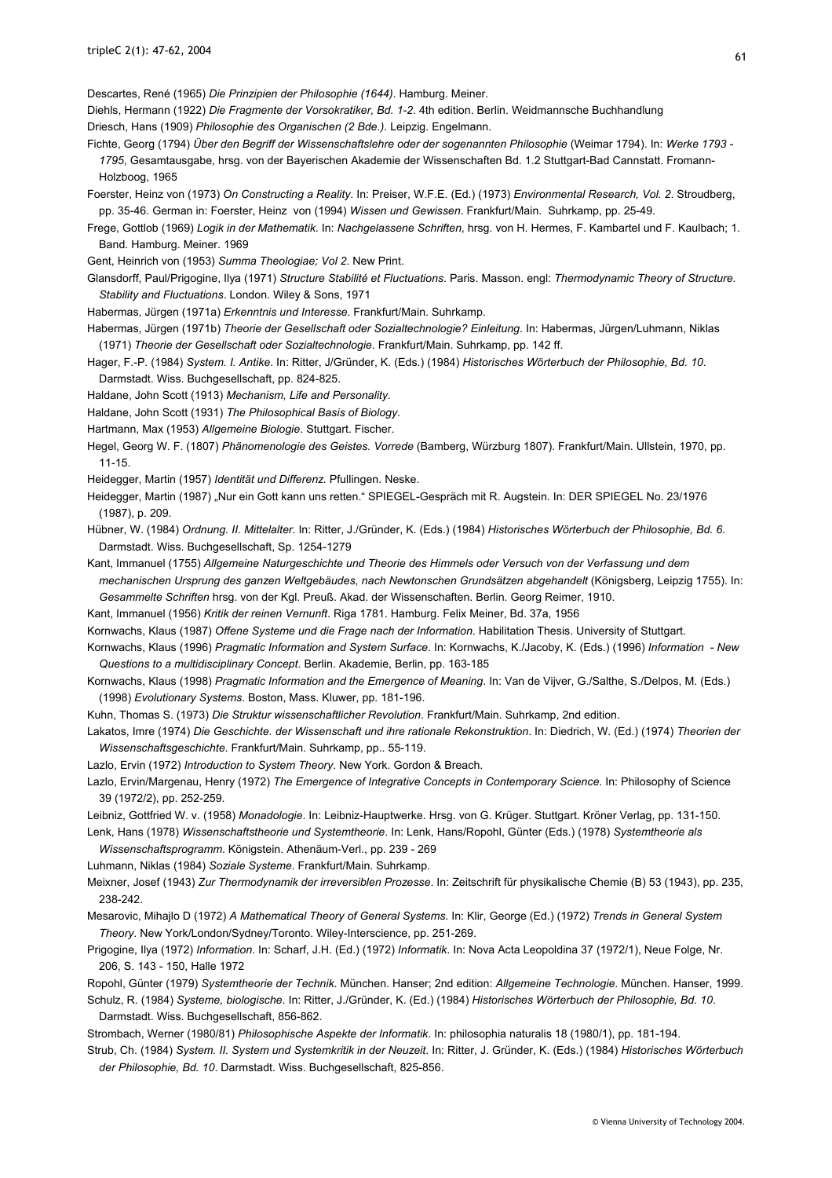Descartes, René (1965) *Die Prinzipien der Philosophie (1644)*. Hamburg. Meiner.

Diehls, Hermann (1922) *Die Fragmente der Vorsokratiker, Bd. 1-2*. 4th edition. Berlin. Weidmannsche Buchhandlung

Driesch, Hans (1909) *Philosophie des Organischen (2 Bde.)*. Leipzig. Engelmann.

Fichte, Georg (1794) *Über den Begriff der Wissenschaftslehre oder der sogenannten Philosophie* (Weimar 1794). In: *Werke 1793 - 1795*, Gesamtausgabe, hrsg. von der Bayerischen Akademie der Wissenschaften Bd. 1.2 Stuttgart-Bad Cannstatt. Fromann-Holzboog, 1965

Foerster, Heinz von (1973) *On Constructing a Reality*. In: Preiser, W.F.E. (Ed.) (1973) *Environmental Research, Vol. 2*. Stroudberg, pp. 35-46. German in: Foerster, Heinz von (1994) *Wissen und Gewissen*. Frankfurt/Main. Suhrkamp, pp. 25-49.

Frege, Gottlob (1969) *Logik in der Mathematik*. In: *Nachgelassene Schriften*, hrsg. von H. Hermes, F. Kambartel und F. Kaulbach; 1. Band. Hamburg. Meiner. 1969

Gent, Heinrich von (1953) *Summa Theologiae; Vol 2*. New Print.

Glansdorff, Paul/Prigogine, Ilya (1971) *Structure Stabilité et Fluctuations*. Paris. Masson. engl: *Thermodynamic Theory of Structure. Stability and Fluctuations*. London. Wiley & Sons, 1971

Habermas, Jürgen (1971a) *Erkenntnis und Interesse*. Frankfurt/Main. Suhrkamp.

Habermas, Jürgen (1971b) *Theorie der Gesellschaft oder Sozialtechnologie? Einleitung*. In: Habermas, Jürgen/Luhmann, Niklas (1971) *Theorie der Gesellschaft oder Sozialtechnologie*. Frankfurt/Main. Suhrkamp, pp. 142 ff.

Hager, F.-P. (1984) *System. I. Antike*. In: Ritter, J/Gründer, K. (Eds.) (1984) *Historisches Wörterbuch der Philosophie, Bd. 10*. Darmstadt. Wiss. Buchgesellschaft, pp. 824-825.

Haldane, John Scott (1913) *Mechanism, Life and Personality*.

Haldane, John Scott (1931) *The Philosophical Basis of Biology*.

Hartmann, Max (1953) *Allgemeine Biologie*. Stuttgart. Fischer.

Hegel, Georg W. F. (1807) *Phänomenologie des Geistes. Vorrede* (Bamberg, Würzburg 1807). Frankfurt/Main. Ullstein, 1970, pp. 11-15.

Heidegger, Martin (1957) *Identität und Differenz*. Pfullingen. Neske.

Heidegger, Martin (1987) „Nur ein Gott kann uns retten." SPIEGEL-Gespräch mit R. Augstein. In: DER SPIEGEL No. 23/1976 (1987), p. 209.

Hübner, W. (1984) *Ordnung. II. Mittelalter*. In: Ritter, J./Gründer, K. (Eds.) (1984) *Historisches Wörterbuch der Philosophie, Bd. 6*. Darmstadt. Wiss. Buchgesellschaft, Sp. 1254-1279

Kant, Immanuel (1755) *Allgemeine Naturgeschichte und Theorie des Himmels oder Versuch von der Verfassung und dem mechanischen Ursprung des ganzen Weltgebäudes, nach Newtonschen Grundsätzen abgehandelt* (Königsberg, Leipzig 1755). In: *Gesammelte Schriften* hrsg. von der Kgl. Preuß. Akad. der Wissenschaften. Berlin. Georg Reimer, 1910.

Kant, Immanuel (1956) *Kritik der reinen Vernunft*. Riga 1781. Hamburg. Felix Meiner, Bd. 37a, 1956

Kornwachs, Klaus (1987) *Offene Systeme und die Frage nach der Information*. Habilitation Thesis. University of Stuttgart.

Kornwachs, Klaus (1996) *Pragmatic Information and System Surface*. In: Kornwachs, K./Jacoby, K. (Eds.) (1996) *Information - New Questions to a multidisciplinary Concept*. Berlin. Akademie, Berlin, pp. 163-185

Kornwachs, Klaus (1998) *Pragmatic Information and the Emergence of Meaning*. In: Van de Vijver, G./Salthe, S./Delpos, M. (Eds.) (1998) *Evolutionary Systems*. Boston, Mass. Kluwer, pp. 181-196.

Kuhn, Thomas S. (1973) *Die Struktur wissenschaftlicher Revolution*. Frankfurt/Main. Suhrkamp, 2nd edition.

Lakatos, Imre (1974) *Die Geschichte. der Wissenschaft und ihre rationale Rekonstruktion*. In: Diedrich, W. (Ed.) (1974) *Theorien der Wissenschaftsgeschichte*. Frankfurt/Main. Suhrkamp, pp.. 55-119.

Lazlo, Ervin (1972) *Introduction to System Theory*. New York. Gordon & Breach.

Lazlo, Ervin/Margenau, Henry (1972) *The Emergence of Integrative Concepts in Contemporary Science*. In: Philosophy of Science 39 (1972/2), pp. 252-259.

Leibniz, Gottfried W. v. (1958) *Monadologie*. In: Leibniz-Hauptwerke. Hrsg. von G. Krüger. Stuttgart. Kröner Verlag, pp. 131-150.

Lenk, Hans (1978) *Wissenschaftstheorie und Systemtheorie*. In: Lenk, Hans/Ropohl, Günter (Eds.) (1978) *Systemtheorie als Wissenschaftsprogramm*. Königstein. Athenäum-Verl., pp. 239 - 269

Luhmann, Niklas (1984) *Soziale Systeme*. Frankfurt/Main. Suhrkamp.

Meixner, Josef (1943) *Zur Thermodynamik der irreversiblen Prozesse*. In: Zeitschrift für physikalische Chemie (B) 53 (1943), pp. 235, 238-242.

Mesarovic, Mihajlo D (1972) *A Mathematical Theory of General Systems*. In: Klir, George (Ed.) (1972) *Trends in General System Theory*. New York/London/Sydney/Toronto. Wiley-Interscience, pp. 251-269.

Prigogine, Ilya (1972) *Information*. In: Scharf, J.H. (Ed.) (1972) *Informatik*. In: Nova Acta Leopoldina 37 (1972/1), Neue Folge, Nr. 206, S. 143 - 150, Halle 1972

Ropohl, Günter (1979) *Systemtheorie der Technik*. München. Hanser; 2nd edition: *Allgemeine Technologie*. München. Hanser, 1999.

Schulz, R. (1984) *Systeme, biologische*. In: Ritter, J./Gründer, K. (Ed.) (1984) *Historisches Wörterbuch der Philosophie, Bd. 10*. Darmstadt. Wiss. Buchgesellschaft, 856-862.

Strombach, Werner (1980/81) *Philosophische Aspekte der Informatik*. In: philosophia naturalis 18 (1980/1), pp. 181-194.

Strub, Ch. (1984) *System. II. System und Systemkritik in der Neuzeit*. In: Ritter, J. Gründer, K. (Eds.) (1984) *Historisches Wörterbuch der Philosophie, Bd. 10*. Darmstadt. Wiss. Buchgesellschaft, 825-856.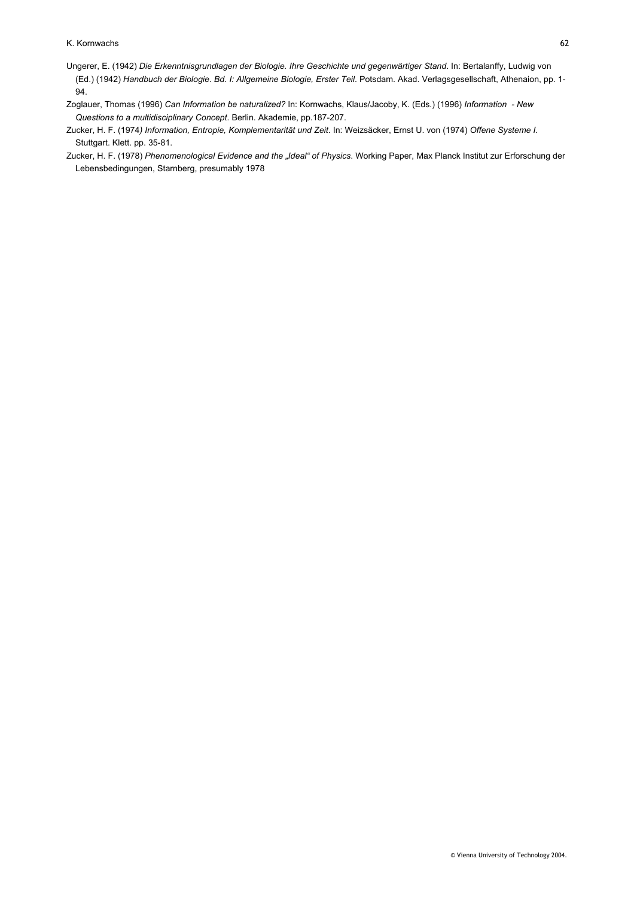Ungerer, E. (1942) *Die Erkenntnisgrundlagen der Biologie. Ihre Geschichte und gegenwärtiger Stand*. In: Bertalanffy, Ludwig von (Ed.) (1942) *Handbuch der Biologie. Bd. I: Allgemeine Biologie, Erster Teil*. Potsdam. Akad. Verlagsgesellschaft, Athenaion, pp. 1-94.

Zoglauer, Thomas (1996) *Can Information be naturalized?* In: Kornwachs, Klaus/Jacoby, K. (Eds.) (1996) *Information - New Questions to a multidisciplinary Concept*. Berlin. Akademie, pp.187-207.

Zucker, H. F. (1974) *Information, Entropie, Komplementarität und Zeit*. In: Weizsäcker, Ernst U. von (1974) *Offene Systeme I*. Stuttgart. Klett. pp. 35-81.

Zucker, H. F. (1978) *Phenomenological Evidence and the „Ideal" of Physics*. Working Paper, Max Planck Institut zur Erforschung der Lebensbedingungen, Starnberg, presumably 1978